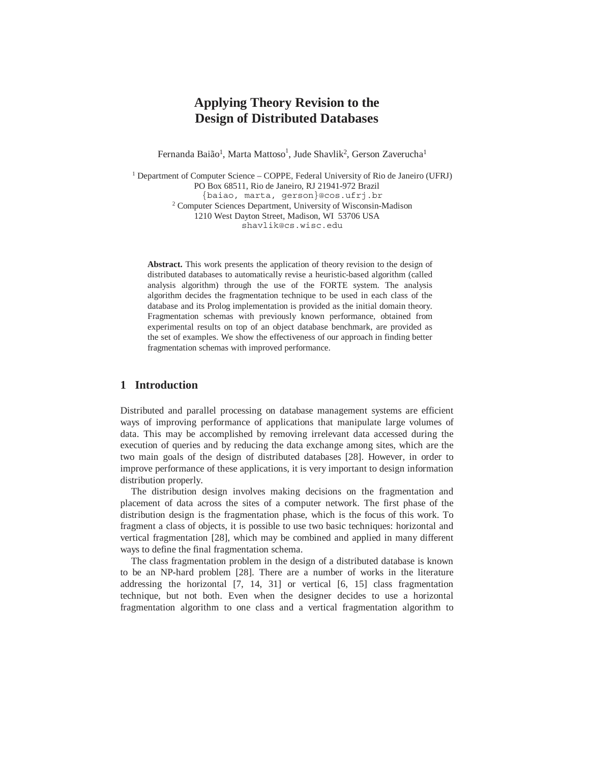# Applying Theory Revision to the Design of Distributed Databases

Fernanda Baião[1], Marta Mattoso[1], Jude Shavlik[2], Gerson Zaverucha[1]

[1] Department of Computer Science – COPPE, Federal University of Rio de Janeiro (UFRJ)
PO Box 68511, Rio de Janeiro, RJ 21941-972 Brazil
{baiao, marta, gerson}@cos.ufrj.br
[2] Computer Sciences Department, University of Wisconsin-Madison
1210 West Dayton Street, Madison, WI 53706 USA
shavlik@cs.wisc.edu

**Abstract.** This work presents the application of theory revision to the design of distributed databases to automatically revise a heuristic-based algorithm (called analysis algorithm) through the use of the FORTE system. The analysis algorithm decides the fragmentation technique to be used in each class of the database and its Prolog implementation is provided as the initial domain theory. Fragmentation schemas with previously known performance, obtained from experimental results on top of an object database benchmark, are provided as the set of examples. We show the effectiveness of our approach in finding better fragmentation schemas with improved performance.

## 1 Introduction

Distributed and parallel processing on database management systems are efficient ways of improving performance of applications that manipulate large volumes of data. This may be accomplished by removing irrelevant data accessed during the execution of queries and by reducing the data exchange among sites, which are the two main goals of the design of distributed databases [28]. However, in order to improve performance of these applications, it is very important to design information distribution properly.

The distribution design involves making decisions on the fragmentation and placement of data across the sites of a computer network. The first phase of the distribution design is the fragmentation phase, which is the focus of this work. To fragment a class of objects, it is possible to use two basic techniques: horizontal and vertical fragmentation [28], which may be combined and applied in many different ways to define the final fragmentation schema.

The class fragmentation problem in the design of a distributed database is known to be an NP-hard problem [28]. There are a number of works in the literature addressing the horizontal [7, 14, 31] or vertical [6, 15] class fragmentation technique, but not both. Even when the designer decides to use a horizontal fragmentation algorithm to one class and a vertical fragmentation algorithm to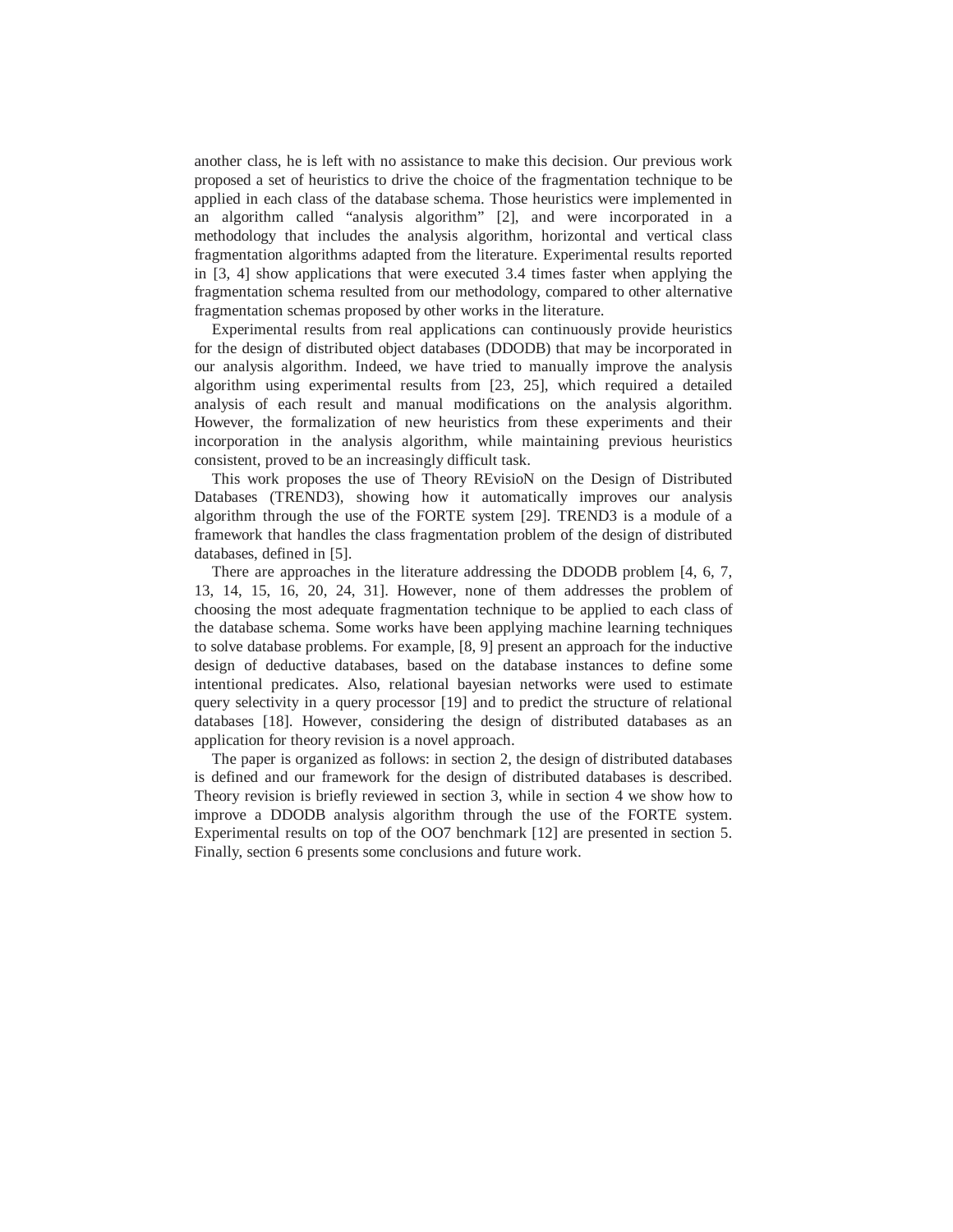another class, he is left with no assistance to make this decision. Our previous work proposed a set of heuristics to drive the choice of the fragmentation technique to be applied in each class of the database schema. Those heuristics were implemented in an algorithm called "analysis algorithm" [2], and were incorporated in a methodology that includes the analysis algorithm, horizontal and vertical class fragmentation algorithms adapted from the literature. Experimental results reported in [3, 4] show applications that were executed 3.4 times faster when applying the fragmentation schema resulted from our methodology, compared to other alternative fragmentation schemas proposed by other works in the literature.

Experimental results from real applications can continuously provide heuristics for the design of distributed object databases (DDODB) that may be incorporated in our analysis algorithm. Indeed, we have tried to manually improve the analysis algorithm using experimental results from [23, 25], which required a detailed analysis of each result and manual modifications on the analysis algorithm. However, the formalization of new heuristics from these experiments and their incorporation in the analysis algorithm, while maintaining previous heuristics consistent, proved to be an increasingly difficult task.

This work proposes the use of Theory REvisioN on the Design of Distributed Databases (TREND3), showing how it automatically improves our analysis algorithm through the use of the FORTE system [29]. TREND3 is a module of a framework that handles the class fragmentation problem of the design of distributed databases, defined in [5].

There are approaches in the literature addressing the DDODB problem [4, 6, 7, 13, 14, 15, 16, 20, 24, 31]. However, none of them addresses the problem of choosing the most adequate fragmentation technique to be applied to each class of the database schema. Some works have been applying machine learning techniques to solve database problems. For example, [8, 9] present an approach for the inductive design of deductive databases, based on the database instances to define some intentional predicates. Also, relational bayesian networks were used to estimate query selectivity in a query processor [19] and to predict the structure of relational databases [18]. However, considering the design of distributed databases as an application for theory revision is a novel approach.

The paper is organized as follows: in section 2, the design of distributed databases is defined and our framework for the design of distributed databases is described. Theory revision is briefly reviewed in section 3, while in section 4 we show how to improve a DDODB analysis algorithm through the use of the FORTE system. Experimental results on top of the OO7 benchmark [12] are presented in section 5. Finally, section 6 presents some conclusions and future work.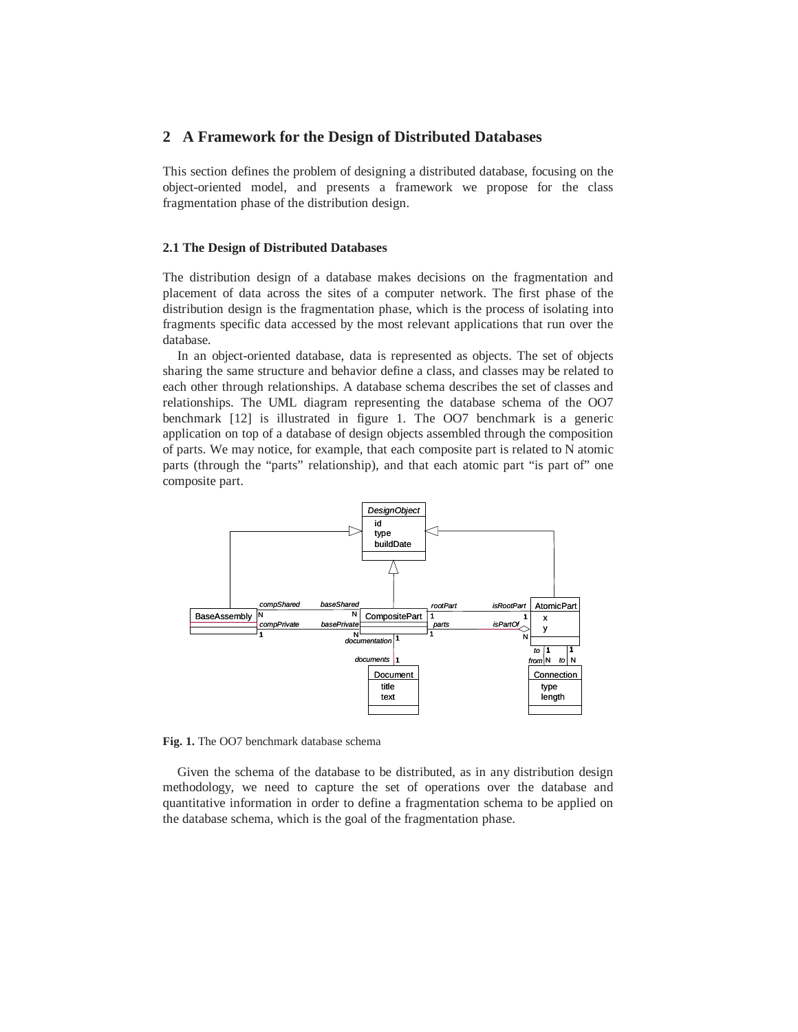## 2 A Framework for the Design of Distributed Databases

This section defines the problem of designing a distributed database, focusing on the object-oriented model, and presents a framework we propose for the class fragmentation phase of the distribution design.

### 2.1 The Design of Distributed Databases

The distribution design of a database makes decisions on the fragmentation and placement of data across the sites of a computer network. The first phase of the distribution design is the fragmentation phase, which is the process of isolating into fragments specific data accessed by the most relevant applications that run over the database.

In an object-oriented database, data is represented as objects. The set of objects sharing the same structure and behavior define a class, and classes may be related to each other through relationships. A database schema describes the set of classes and relationships. The UML diagram representing the database schema of the OO7 benchmark [12] is illustrated in figure 1. The OO7 benchmark is a generic application on top of a database of design objects assembled through the composition of parts. We may notice, for example, that each composite part is related to N atomic parts (through the "parts" relationship), and that each atomic part "is part of" one composite part.

**Fig. 1.** The OO7 benchmark database schema

Given the schema of the database to be distributed, as in any distribution design methodology, we need to capture the set of operations over the database and quantitative information in order to define a fragmentation schema to be applied on the database schema, which is the goal of the fragmentation phase.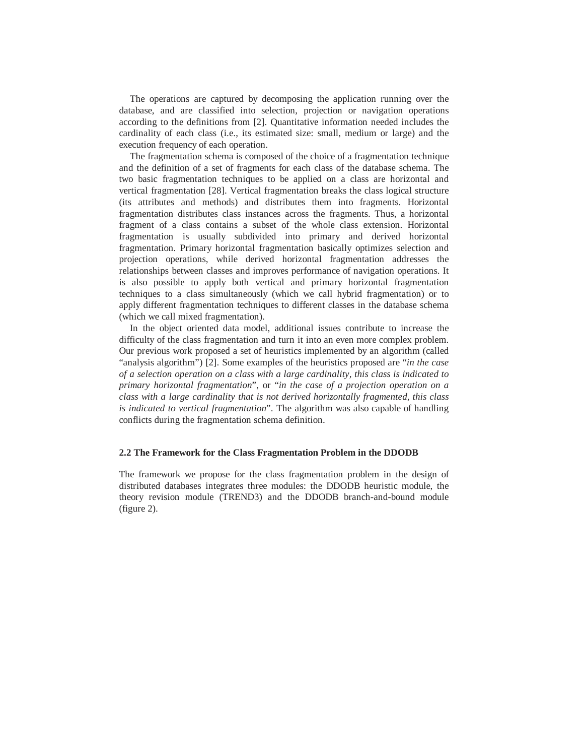The operations are captured by decomposing the application running over the database, and are classified into selection, projection or navigation operations according to the definitions from [2]. Quantitative information needed includes the cardinality of each class (i.e., its estimated size: small, medium or large) and the execution frequency of each operation.

The fragmentation schema is composed of the choice of a fragmentation technique and the definition of a set of fragments for each class of the database schema. The two basic fragmentation techniques to be applied on a class are horizontal and vertical fragmentation [28]. Vertical fragmentation breaks the class logical structure (its attributes and methods) and distributes them into fragments. Horizontal fragmentation distributes class instances across the fragments. Thus, a horizontal fragment of a class contains a subset of the whole class extension. Horizontal fragmentation is usually subdivided into primary and derived horizontal fragmentation. Primary horizontal fragmentation basically optimizes selection and projection operations, while derived horizontal fragmentation addresses the relationships between classes and improves performance of navigation operations. It is also possible to apply both vertical and primary horizontal fragmentation techniques to a class simultaneously (which we call hybrid fragmentation) or to apply different fragmentation techniques to different classes in the database schema (which we call mixed fragmentation).

In the object oriented data model, additional issues contribute to increase the difficulty of the class fragmentation and turn it into an even more complex problem. Our previous work proposed a set of heuristics implemented by an algorithm (called "analysis algorithm") [2]. Some examples of the heuristics proposed are "*in the case of a selection operation on a class with a large cardinality, this class is indicated to primary horizontal fragmentation*", or "*in the case of a projection operation on a class with a large cardinality that is not derived horizontally fragmented, this class is indicated to vertical fragmentation*". The algorithm was also capable of handling conflicts during the fragmentation schema definition.

### 2.2 The Framework for the Class Fragmentation Problem in the DDODB

The framework we propose for the class fragmentation problem in the design of distributed databases integrates three modules: the DDODB heuristic module, the theory revision module (TREND3) and the DDODB branch-and-bound module (figure 2).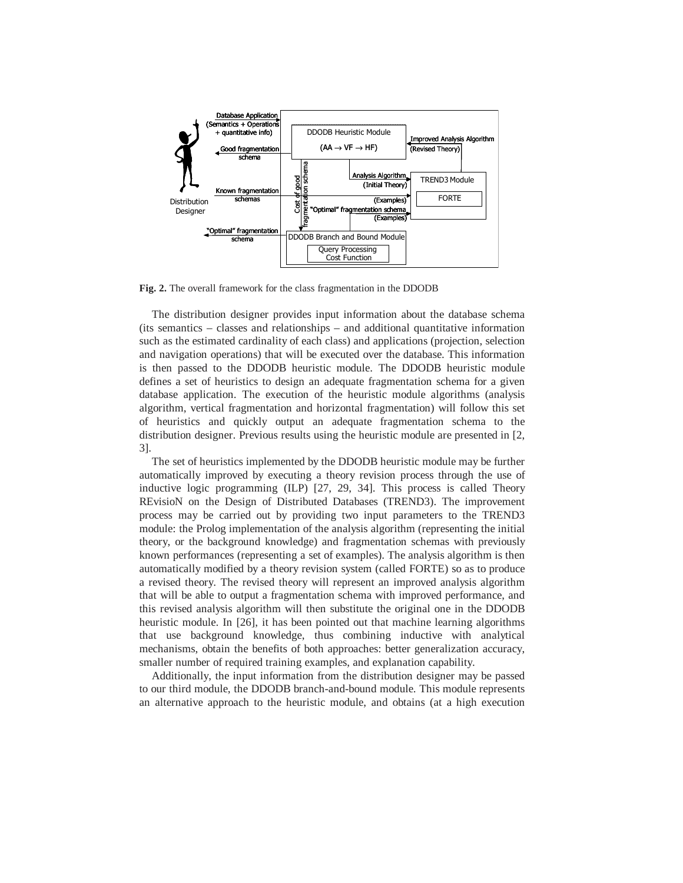**Fig. 2.** The overall framework for the class fragmentation in the DDODB

The distribution designer provides input information about the database schema (its semantics – classes and relationships – and additional quantitative information such as the estimated cardinality of each class) and applications (projection, selection and navigation operations) that will be executed over the database. This information is then passed to the DDODB heuristic module. The DDODB heuristic module defines a set of heuristics to design an adequate fragmentation schema for a given database application. The execution of the heuristic module algorithms (analysis algorithm, vertical fragmentation and horizontal fragmentation) will follow this set of heuristics and quickly output an adequate fragmentation schema to the distribution designer. Previous results using the heuristic module are presented in [2, 3].

The set of heuristics implemented by the DDODB heuristic module may be further automatically improved by executing a theory revision process through the use of inductive logic programming (ILP) [27, 29, 34]. This process is called Theory REvisioN on the Design of Distributed Databases (TREND3). The improvement process may be carried out by providing two input parameters to the TREND3 module: the Prolog implementation of the analysis algorithm (representing the initial theory, or the background knowledge) and fragmentation schemas with previously known performances (representing a set of examples). The analysis algorithm is then automatically modified by a theory revision system (called FORTE) so as to produce a revised theory. The revised theory will represent an improved analysis algorithm that will be able to output a fragmentation schema with improved performance, and this revised analysis algorithm will then substitute the original one in the DDODB heuristic module. In [26], it has been pointed out that machine learning algorithms that use background knowledge, thus combining inductive with analytical mechanisms, obtain the benefits of both approaches: better generalization accuracy, smaller number of required training examples, and explanation capability.

Additionally, the input information from the distribution designer may be passed to our third module, the DDODB branch-and-bound module. This module represents an alternative approach to the heuristic module, and obtains (at a high execution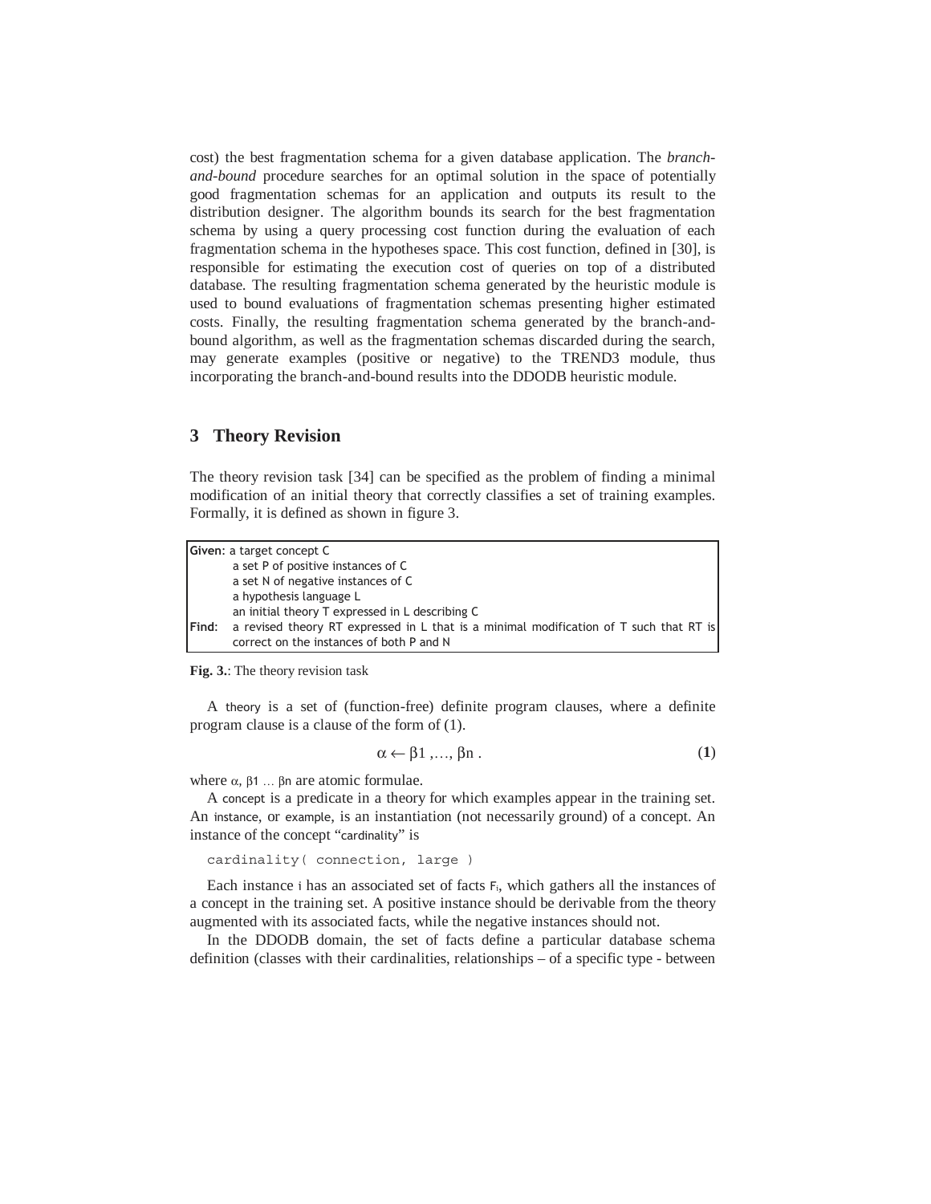cost) the best fragmentation schema for a given database application. The *branch-and-bound* procedure searches for an optimal solution in the space of potentially good fragmentation schemas for an application and outputs its result to the distribution designer. The algorithm bounds its search for the best fragmentation schema by using a query processing cost function during the evaluation of each fragmentation schema in the hypotheses space. This cost function, defined in [30], is responsible for estimating the execution cost of queries on top of a distributed database. The resulting fragmentation schema generated by the heuristic module is used to bound evaluations of fragmentation schemas presenting higher estimated costs. Finally, the resulting fragmentation schema generated by the branch-and-bound algorithm, as well as the fragmentation schemas discarded during the search, may generate examples (positive or negative) to the TREND3 module, thus incorporating the branch-and-bound results into the DDODB heuristic module.

## 3 Theory Revision

The theory revision task [34] can be specified as the problem of finding a minimal modification of an initial theory that correctly classifies a set of training examples. Formally, it is defined as shown in figure 3.

| | |
|---|---|
| **Given:** | a target concept C |
| | a set P of positive instances of C |
| | a set N of negative instances of C |
| | a hypothesis language L |
| | an initial theory T expressed in L describing C |
| **Find:** | a revised theory RT expressed in L that is a minimal modification of T such that RT is correct on the instances of both P and N |

**Fig. 3.**: The theory revision task

A theory is a set of (function-free) definite program clauses, where a definite program clause is a clause of the form of (1).

$$\alpha \leftarrow \beta 1 ,\ldots, \beta n . \qquad (1)$$

where $\alpha$, $\beta 1$ … $\beta n$ are atomic formulae.

A concept is a predicate in a theory for which examples appear in the training set. An instance, or example, is an instantiation (not necessarily ground) of a concept. An instance of the concept "cardinality" is

```
cardinality( connection, large )
```

Each instance i has an associated set of facts $F_i$, which gathers all the instances of a concept in the training set. A positive instance should be derivable from the theory augmented with its associated facts, while the negative instances should not.

In the DDODB domain, the set of facts define a particular database schema definition (classes with their cardinalities, relationships – of a specific type - between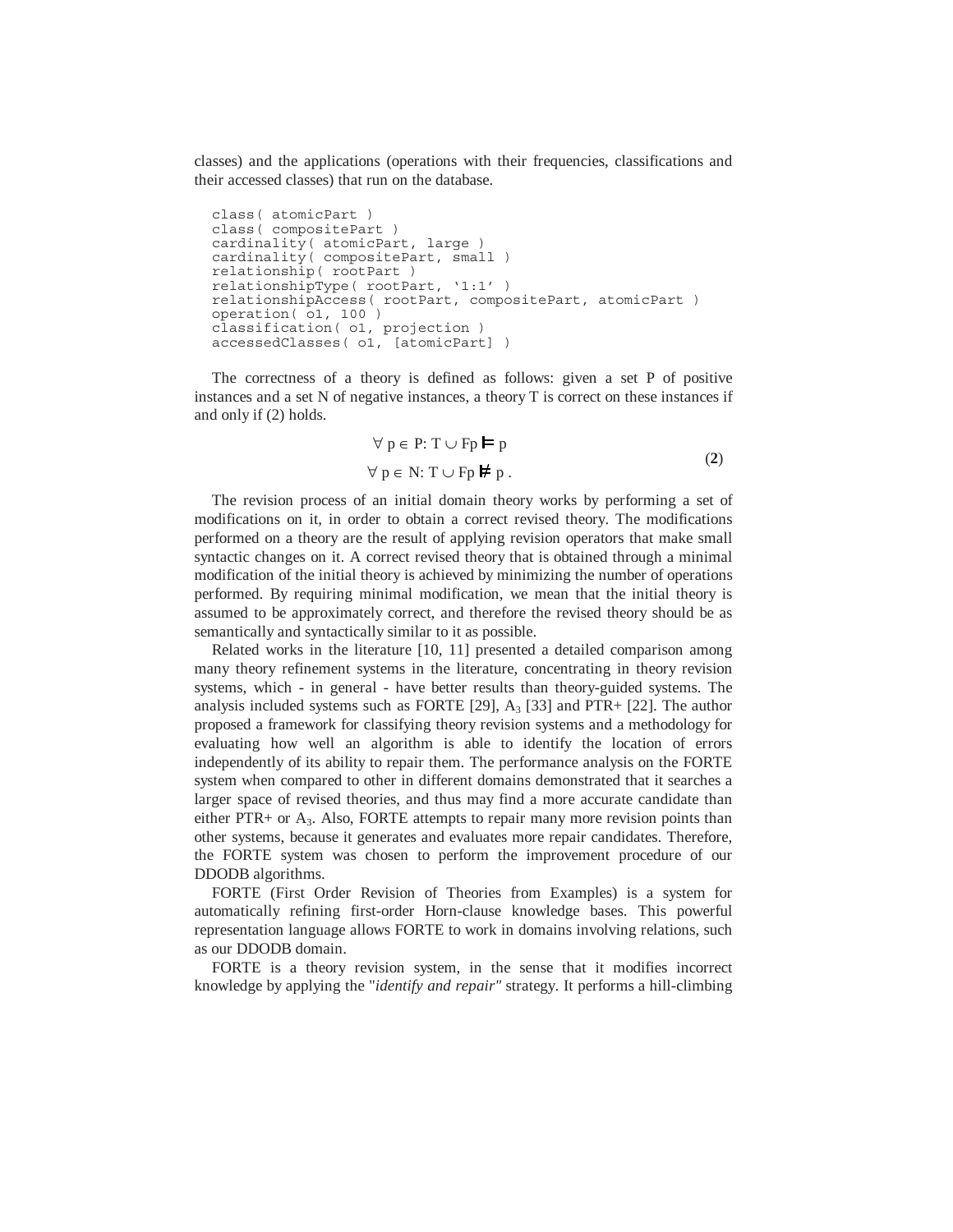classes) and the applications (operations with their frequencies, classifications and their accessed classes) that run on the database.

```
class( atomicPart )
class( compositePart )
cardinality( atomicPart, large )
cardinality( compositePart, small )
relationship( rootPart )
relationshipType( rootPart, '1:1' )
relationshipAccess( rootPart, compositePart, atomicPart )
operation( o1, 100 )
classification( o1, projection )
accessedClasses( o1, [atomicPart] )
```

The correctness of a theory is defined as follows: given a set P of positive instances and a set N of negative instances, a theory T is correct on these instances if and only if (2) holds.

$$
\begin{aligned}
&\forall\, p \in P: T \cup Fp \models p \\
&\forall\, p \in N: T \cup Fp \not\models p\,.
\end{aligned}
\tag{2}
$$

The revision process of an initial domain theory works by performing a set of modifications on it, in order to obtain a correct revised theory. The modifications performed on a theory are the result of applying revision operators that make small syntactic changes on it. A correct revised theory that is obtained through a minimal modification of the initial theory is achieved by minimizing the number of operations performed. By requiring minimal modification, we mean that the initial theory is assumed to be approximately correct, and therefore the revised theory should be as semantically and syntactically similar to it as possible.

Related works in the literature [10, 11] presented a detailed comparison among many theory refinement systems in the literature, concentrating in theory revision systems, which - in general - have better results than theory-guided systems. The analysis included systems such as FORTE [29], $A_3$ [33] and PTR+ [22]. The author proposed a framework for classifying theory revision systems and a methodology for evaluating how well an algorithm is able to identify the location of errors independently of its ability to repair them. The performance analysis on the FORTE system when compared to other in different domains demonstrated that it searches a larger space of revised theories, and thus may find a more accurate candidate than either PTR+ or $A_3$. Also, FORTE attempts to repair many more revision points than other systems, because it generates and evaluates more repair candidates. Therefore, the FORTE system was chosen to perform the improvement procedure of our DDODB algorithms.

FORTE (First Order Revision of Theories from Examples) is a system for automatically refining first-order Horn-clause knowledge bases. This powerful representation language allows FORTE to work in domains involving relations, such as our DDODB domain.

FORTE is a theory revision system, in the sense that it modifies incorrect knowledge by applying the "*identify and repair"* strategy. It performs a hill-climbing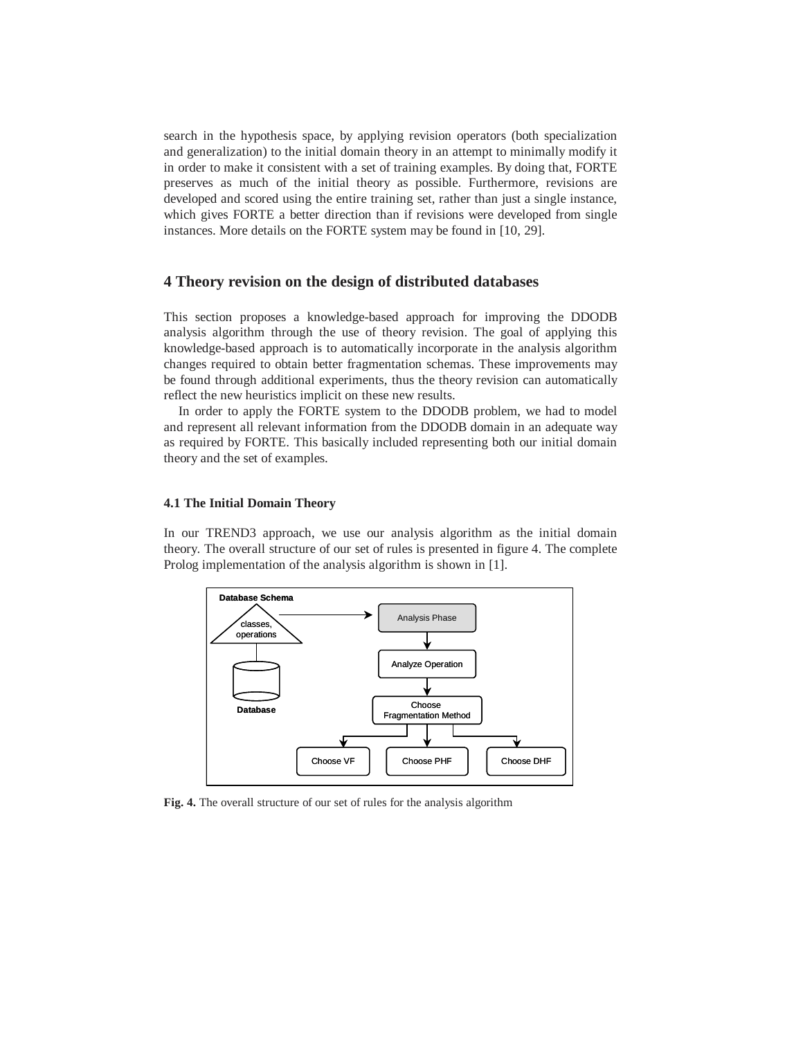search in the hypothesis space, by applying revision operators (both specialization and generalization) to the initial domain theory in an attempt to minimally modify it in order to make it consistent with a set of training examples. By doing that, FORTE preserves as much of the initial theory as possible. Furthermore, revisions are developed and scored using the entire training set, rather than just a single instance, which gives FORTE a better direction than if revisions were developed from single instances. More details on the FORTE system may be found in [10, 29].

## 4 Theory revision on the design of distributed databases

This section proposes a knowledge-based approach for improving the DDODB analysis algorithm through the use of theory revision. The goal of applying this knowledge-based approach is to automatically incorporate in the analysis algorithm changes required to obtain better fragmentation schemas. These improvements may be found through additional experiments, thus the theory revision can automatically reflect the new heuristics implicit on these new results.

In order to apply the FORTE system to the DDODB problem, we had to model and represent all relevant information from the DDODB domain in an adequate way as required by FORTE. This basically included representing both our initial domain theory and the set of examples.

### 4.1 The Initial Domain Theory

In our TREND3 approach, we use our analysis algorithm as the initial domain theory. The overall structure of our set of rules is presented in figure 4. The complete Prolog implementation of the analysis algorithm is shown in [1].

Database Schema

classes, operations

Database

Analysis Phase

Analyze Operation

Choose Fragmentation Method

Choose VF

Choose PHF

Choose DHF

**Fig. 4.** The overall structure of our set of rules for the analysis algorithm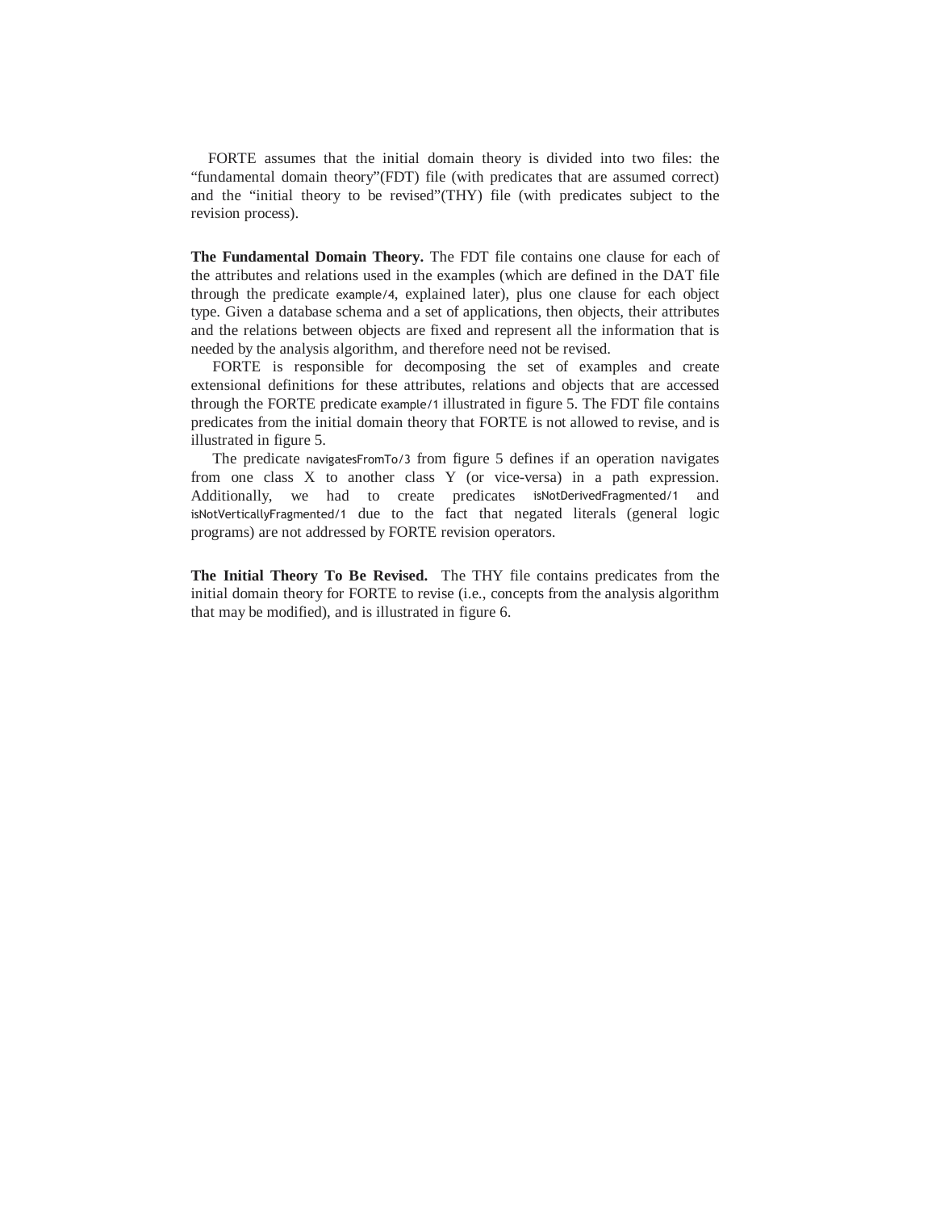FORTE assumes that the initial domain theory is divided into two files: the “fundamental domain theory”(FDT) file (with predicates that are assumed correct) and the “initial theory to be revised”(THY) file (with predicates subject to the revision process).

**The Fundamental Domain Theory.** The FDT file contains one clause for each of the attributes and relations used in the examples (which are defined in the DAT file through the predicate `example/4`, explained later), plus one clause for each object type. Given a database schema and a set of applications, then objects, their attributes and the relations between objects are fixed and represent all the information that is needed by the analysis algorithm, and therefore need not be revised.

FORTE is responsible for decomposing the set of examples and create extensional definitions for these attributes, relations and objects that are accessed through the FORTE predicate `example/1` illustrated in figure 5. The FDT file contains predicates from the initial domain theory that FORTE is not allowed to revise, and is illustrated in figure 5.

The predicate `navigatesFromTo/3` from figure 5 defines if an operation navigates from one class X to another class Y (or vice-versa) in a path expression. Additionally, we had to create predicates `isNotDerivedFragmented/1` and `isNotVerticallyFragmented/1` due to the fact that negated literals (general logic programs) are not addressed by FORTE revision operators.

**The Initial Theory To Be Revised.** The THY file contains predicates from the initial domain theory for FORTE to revise (i.e., concepts from the analysis algorithm that may be modified), and is illustrated in figure 6.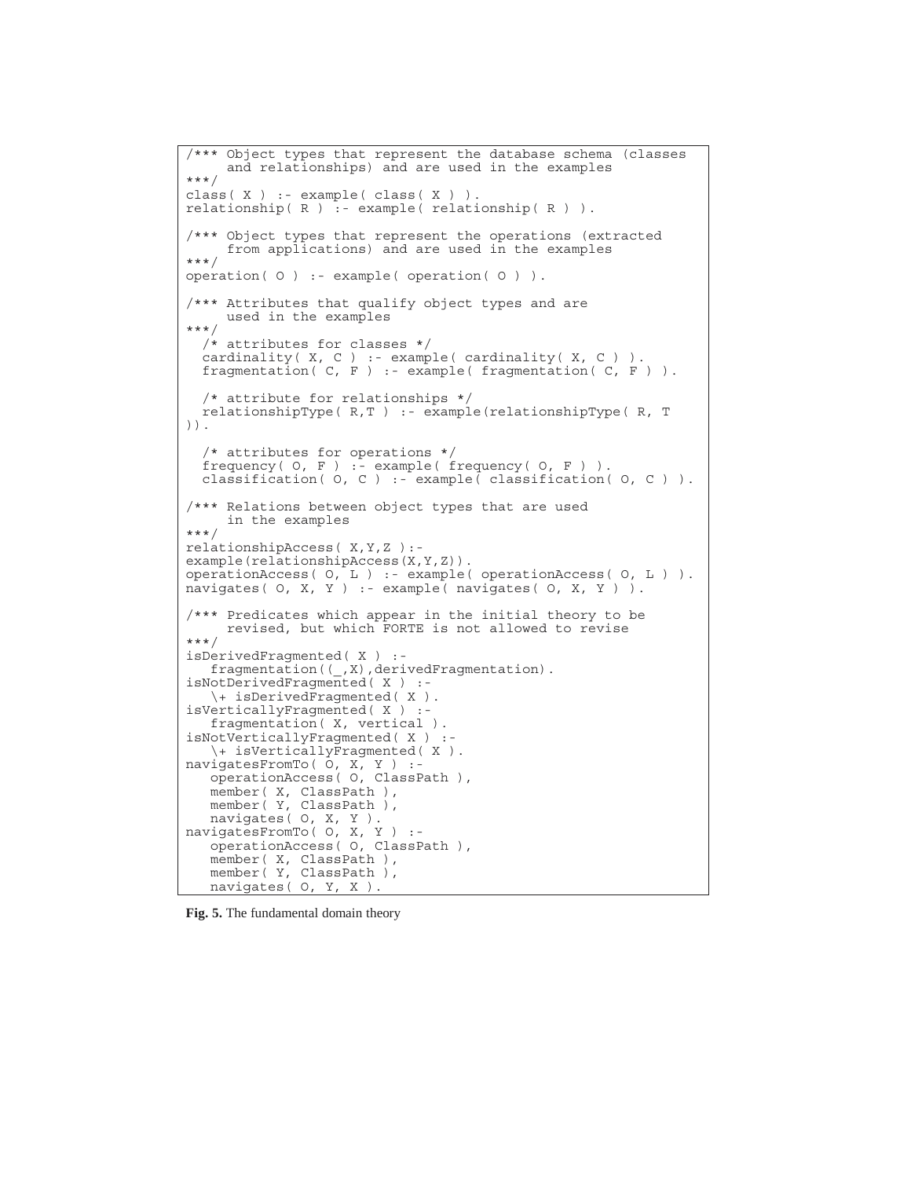```
/*** Object types that represent the database schema (classes
     and relationships) and are used in the examples
***/
class( X ) :- example( class( X ) ).
relationship( R ) :- example( relationship( R ) ).

/*** Object types that represent the operations (extracted
     from applications) and are used in the examples
***/
operation( O ) :- example( operation( O ) ).

/*** Attributes that qualify object types and are
     used in the examples
***/
  /* attributes for classes */
  cardinality( X, C ) :- example( cardinality( X, C ) ).
  fragmentation( C, F ) :- example( fragmentation( C, F ) ).

  /* attribute for relationships */
  relationshipType( R,T ) :- example(relationshipType( R, T
)).

  /* attributes for operations */
  frequency( O, F ) :- example( frequency( O, F ) ).
  classification( O, C ) :- example( classification( O, C ) ).

/*** Relations between object types that are used
     in the examples
***/
relationshipAccess( X,Y,Z ):-
example(relationshipAccess(X,Y,Z)).
operationAccess( O, L ) :- example( operationAccess( O, L ) ).
navigates( O, X, Y ) :- example( navigates( O, X, Y ) ).

/*** Predicates which appear in the initial theory to be
     revised, but which FORTE is not allowed to revise
***/
isDerivedFragmented( X ) :-
   fragmentation((_,X),derivedFragmentation).
isNotDerivedFragmented( X ) :-
   \+ isDerivedFragmented( X ).
isVerticallyFragmented( X ) :-
   fragmentation( X, vertical ).
isNotVerticallyFragmented( X ) :-
   \+ isVerticallyFragmented( X ).
navigatesFromTo( O, X, Y ) :-
   operationAccess( O, ClassPath ),
   member( X, ClassPath ),
   member( Y, ClassPath ),
   navigates( O, X, Y ).
navigatesFromTo( O, X, Y ) :-
   operationAccess( O, ClassPath ),
   member( X, ClassPath ),
   member( Y, ClassPath ),
   navigates( O, Y, X ).
```

**Fig. 5.** The fundamental domain theory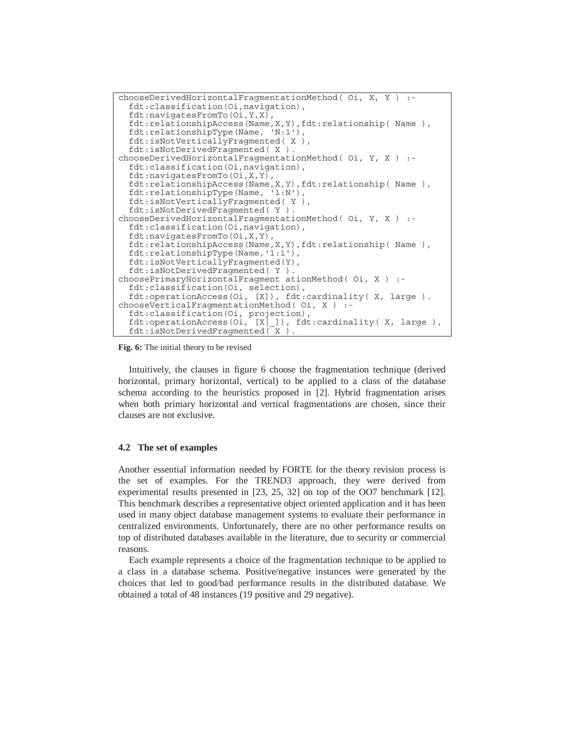```
chooseDerivedHorizontalFragmentationMethod( Oi, X, Y ) :-
  fdt:classification(Oi,navigation),
  fdt:navigatesFromTo(Oi,Y,X),
  fdt:relationshipAccess(Name,X,Y),fdt:relationship( Name ),
  fdt:relationshipType(Name, 'N:1'),
  fdt:isNotVerticallyFragmented( X ),
  fdt:isNotDerivedFragmented( X ).
chooseDerivedHorizontalFragmentationMethod( Oi, Y, X ) :-
  fdt:classification(Oi,navigation),
  fdt:navigatesFromTo(Oi,X,Y),
  fdt:relationshipAccess(Name,X,Y),fdt:relationship( Name ),
  fdt:relationshipType(Name, '1:N'),
  fdt:isNotVerticallyFragmented( Y ),
  fdt:isNotDerivedFragmented( Y ).
chooseDerivedHorizontalFragmentationMethod( Oi, Y, X ) :-
  fdt:classification(Oi,navigation),
  fdt:navigatesFromTo(Oi,X,Y),
  fdt:relationshipAccess(Name,X,Y),fdt:relationship( Name ),
  fdt:relationshipType(Name,'1:1'),
  fdt:isNotVerticallyFragmented(Y),
  fdt:isNotDerivedFragmented( Y ).
choosePrimaryHorizontalFragment ationMethod( Oi, X ) :-
  fdt:classification(Oi, selection),
  fdt:operationAccess(Oi, [X]), fdt:cardinality( X, large ).
chooseVerticalFragmentationMethod( Oi, X ) :-
  fdt:classification(Oi, projection),
  fdt:operationAccess(Oi, [X|_]), fdt:cardinality( X, large ),
  fdt:isNotDerivedFragmented( X ).
```

**Fig. 6:** The initial theory to be revised

Intuitively, the clauses in figure 6 choose the fragmentation technique (derived horizontal, primary horizontal, vertical) to be applied to a class of the database schema according to the heuristics proposed in [2]. Hybrid fragmentation arises when both primary horizontal and vertical fragmentations are chosen, since their clauses are not exclusive.

### 4.2 The set of examples

Another essential information needed by FORTE for the theory revision process is the set of examples. For the TREND3 approach, they were derived from experimental results presented in [23, 25, 32] on top of the OO7 benchmark [12]. This benchmark describes a representative object oriented application and it has been used in many object database management systems to evaluate their performance in centralized environments. Unfortunately, there are no other performance results on top of distributed databases available in the literature, due to security or commercial reasons.

Each example represents a choice of the fragmentation technique to be applied to a class in a database schema. Positive/negative instances were generated by the choices that led to good/bad performance results in the distributed database. We obtained a total of 48 instances (19 positive and 29 negative).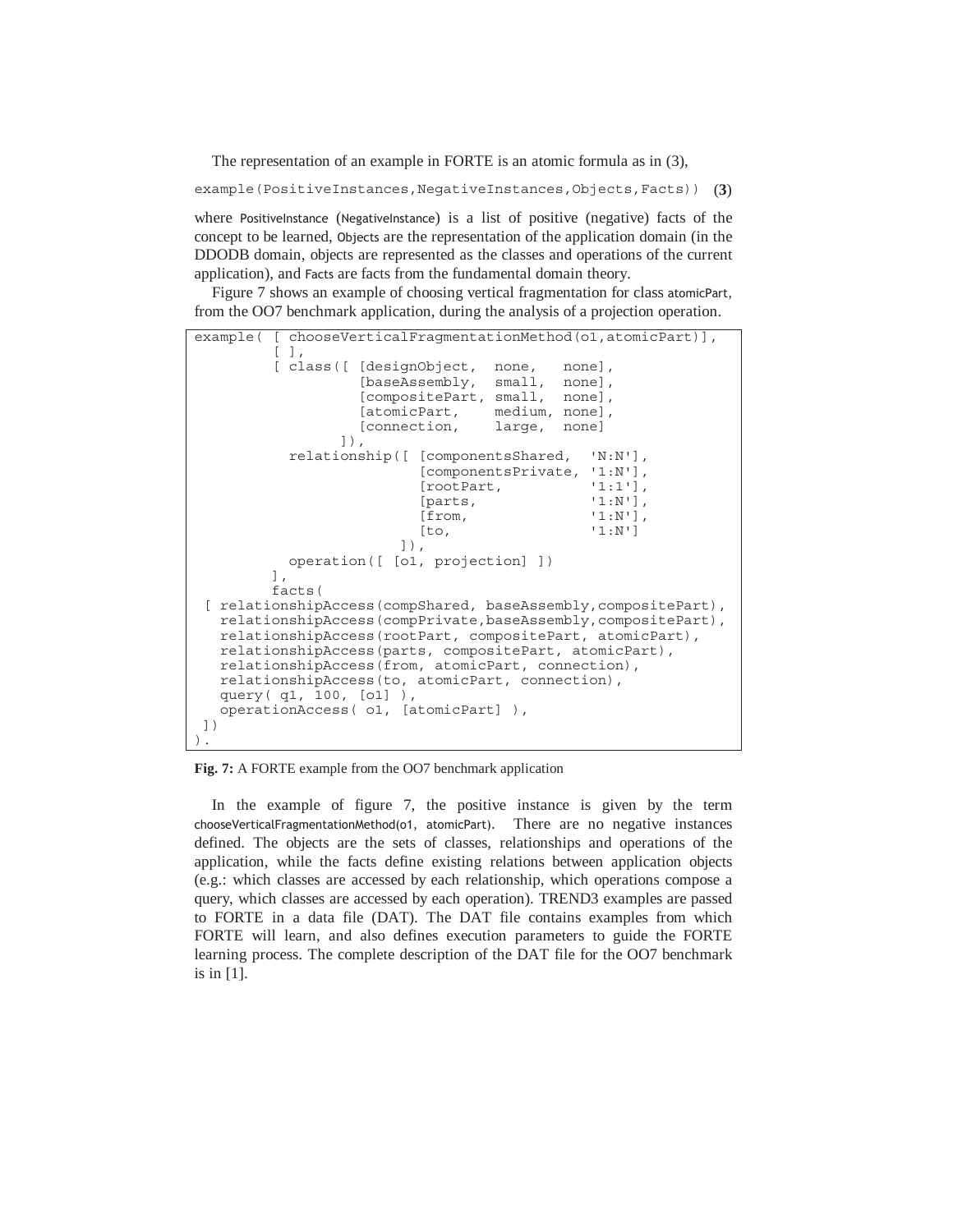The representation of an example in FORTE is an atomic formula as in (3),

```
example(PositiveInstances,NegativeInstances,Objects,Facts))   (3)
```

where PositiveInstance (NegativeInstance) is a list of positive (negative) facts of the concept to be learned, Objects are the representation of the application domain (in the DDODB domain, objects are represented as the classes and operations of the current application), and Facts are facts from the fundamental domain theory.

Figure 7 shows an example of choosing vertical fragmentation for class atomicPart, from the OO7 benchmark application, during the analysis of a projection operation.

```
example( [ chooseVerticalFragmentationMethod(o1,atomicPart)],
         [ ],
         [ class([ [designObject,  none,   none],
                   [baseAssembly,  small,  none],
                   [compositePart, small,  none],
                   [atomicPart,    medium, none],
                   [connection,    large,  none]
                 ]),
           relationship([ [componentsShared,  'N:N'],
                          [componentsPrivate, '1:N'],
                          [rootPart,          '1:1'],
                          [parts,             '1:N'],
                          [from,              '1:N'],
                          [to,                '1:N']
                        ]),
           operation([ [o1, projection] ])
         ],
         facts(
 [ relationshipAccess(compShared, baseAssembly,compositePart),
   relationshipAccess(compPrivate,baseAssembly,compositePart),
   relationshipAccess(rootPart, compositePart, atomicPart),
   relationshipAccess(parts, compositePart, atomicPart),
   relationshipAccess(from, atomicPart, connection),
   relationshipAccess(to, atomicPart, connection),
   query( q1, 100, [o1] ),
   operationAccess( o1, [atomicPart] ),
 ])
).
```

**Fig. 7:** A FORTE example from the OO7 benchmark application

In the example of figure 7, the positive instance is given by the term chooseVerticalFragmentationMethod(o1, atomicPart). There are no negative instances defined. The objects are the sets of classes, relationships and operations of the application, while the facts define existing relations between application objects (e.g.: which classes are accessed by each relationship, which operations compose a query, which classes are accessed by each operation). TREND3 examples are passed to FORTE in a data file (DAT). The DAT file contains examples from which FORTE will learn, and also defines execution parameters to guide the FORTE learning process. The complete description of the DAT file for the OO7 benchmark is in [1].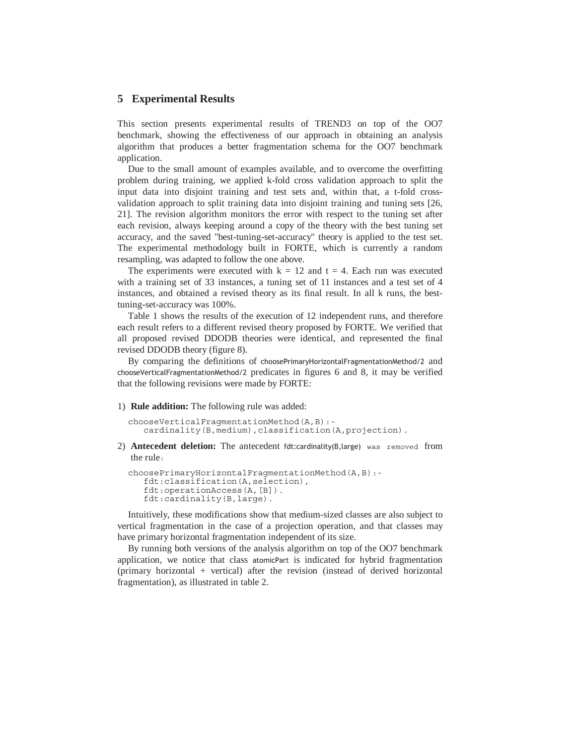## 5 Experimental Results

This section presents experimental results of TREND3 on top of the OO7 benchmark, showing the effectiveness of our approach in obtaining an analysis algorithm that produces a better fragmentation schema for the OO7 benchmark application.

Due to the small amount of examples available, and to overcome the overfitting problem during training, we applied k-fold cross validation approach to split the input data into disjoint training and test sets and, within that, a t-fold cross-validation approach to split training data into disjoint training and tuning sets [26, 21]. The revision algorithm monitors the error with respect to the tuning set after each revision, always keeping around a copy of the theory with the best tuning set accuracy, and the saved "best-tuning-set-accuracy" theory is applied to the test set. The experimental methodology built in FORTE, which is currently a random resampling, was adapted to follow the one above.

The experiments were executed with k = 12 and t = 4. Each run was executed with a training set of 33 instances, a tuning set of 11 instances and a test set of 4 instances, and obtained a revised theory as its final result. In all k runs, the best-tuning-set-accuracy was 100%.

Table 1 shows the results of the execution of 12 independent runs, and therefore each result refers to a different revised theory proposed by FORTE. We verified that all proposed revised DDODB theories were identical, and represented the final revised DDODB theory (figure 8).

By comparing the definitions of choosePrimaryHorizontalFragmentationMethod/2 and chooseVerticalFragmentationMethod/2 predicates in figures 6 and 8, it may be verified that the following revisions were made by FORTE:

1) **Rule addition:** The following rule was added:

```
chooseVerticalFragmentationMethod(A,B):-
   cardinality(B,medium),classification(A,projection).
```

2) **Antecedent deletion:** The antecedent fdt:cardinality(B,large) was removed from the rule:

```
choosePrimaryHorizontalFragmentationMethod(A,B):-
   fdt:classification(A,selection),
   fdt:operationAccess(A,[B]).
   fdt:cardinality(B,large).
```

Intuitively, these modifications show that medium-sized classes are also subject to vertical fragmentation in the case of a projection operation, and that classes may have primary horizontal fragmentation independent of its size.

By running both versions of the analysis algorithm on top of the OO7 benchmark application, we notice that class atomicPart is indicated for hybrid fragmentation (primary horizontal + vertical) after the revision (instead of derived horizontal fragmentation), as illustrated in table 2.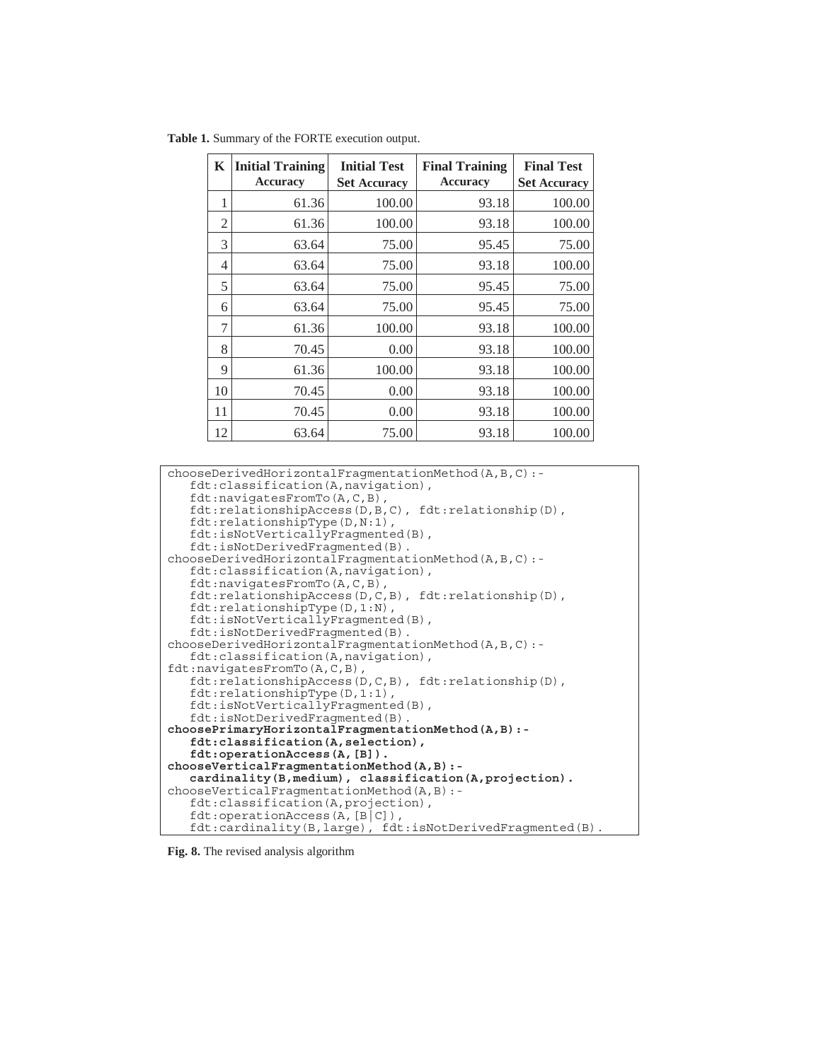**Table 1.** Summary of the FORTE execution output.

| K | Initial Training Accuracy | Initial Test Set Accuracy | Final Training Accuracy | Final Test Set Accuracy |
|---|---|---|---|---|
| 1 | 61.36 | 100.00 | 93.18 | 100.00 |
| 2 | 61.36 | 100.00 | 93.18 | 100.00 |
| 3 | 63.64 | 75.00 | 95.45 | 75.00 |
| 4 | 63.64 | 75.00 | 93.18 | 100.00 |
| 5 | 63.64 | 75.00 | 95.45 | 75.00 |
| 6 | 63.64 | 75.00 | 95.45 | 75.00 |
| 7 | 61.36 | 100.00 | 93.18 | 100.00 |
| 8 | 70.45 | 0.00 | 93.18 | 100.00 |
| 9 | 61.36 | 100.00 | 93.18 | 100.00 |
| 10 | 70.45 | 0.00 | 93.18 | 100.00 |
| 11 | 70.45 | 0.00 | 93.18 | 100.00 |
| 12 | 63.64 | 75.00 | 93.18 | 100.00 |

```
chooseDerivedHorizontalFragmentationMethod(A,B,C):-
   fdt:classification(A,navigation),
   fdt:navigatesFromTo(A,C,B),
   fdt:relationshipAccess(D,B,C), fdt:relationship(D),
   fdt:relationshipType(D,N:1),
   fdt:isNotVerticallyFragmented(B),
   fdt:isNotDerivedFragmented(B).
chooseDerivedHorizontalFragmentationMethod(A,B,C):-
   fdt:classification(A,navigation),
   fdt:navigatesFromTo(A,C,B),
   fdt:relationshipAccess(D,C,B), fdt:relationship(D),
   fdt:relationshipType(D,1:N),
   fdt:isNotVerticallyFragmented(B),
   fdt:isNotDerivedFragmented(B).
chooseDerivedHorizontalFragmentationMethod(A,B,C):-
   fdt:classification(A,navigation),
fdt:navigatesFromTo(A,C,B),
   fdt:relationshipAccess(D,C,B), fdt:relationship(D),
   fdt:relationshipType(D,1:1),
   fdt:isNotVerticallyFragmented(B),
   fdt:isNotDerivedFragmented(B).
choosePrimaryHorizontalFragmentationMethod(A,B):-
   fdt:classification(A,selection),
   fdt:operationAccess(A,[B]).
chooseVerticalFragmentationMethod(A,B):-
   cardinality(B,medium), classification(A,projection).
chooseVerticalFragmentationMethod(A,B):-
   fdt:classification(A,projection),
   fdt:operationAccess(A,[B|C]),
   fdt:cardinality(B,large), fdt:isNotDerivedFragmented(B).
```

**Fig. 8.** The revised analysis algorithm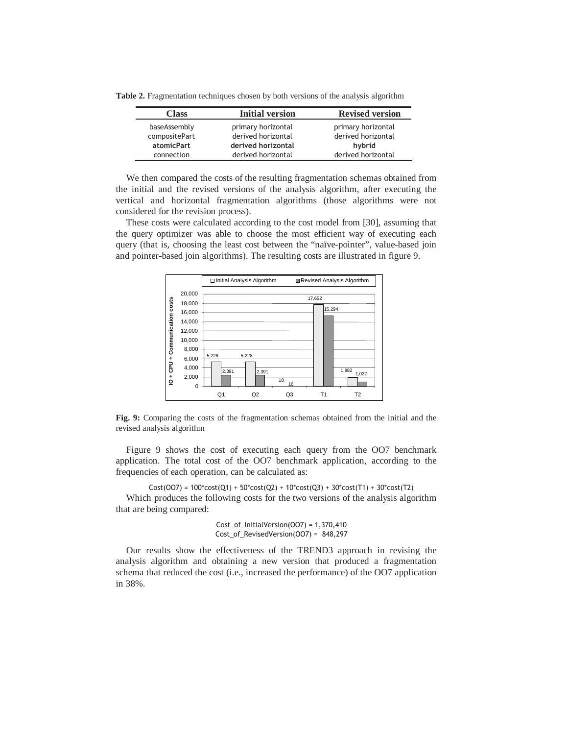**Table 2.** Fragmentation techniques chosen by both versions of the analysis algorithm

| Class | Initial version | Revised version |
|---|---|---|
| baseAssembly | primary horizontal | primary horizontal |
| compositePart | derived horizontal | derived horizontal |
| **atomicPart** | **derived horizontal** | **hybrid** |
| connection | derived horizontal | derived horizontal |

We then compared the costs of the resulting fragmentation schemas obtained from the initial and the revised versions of the analysis algorithm, after executing the vertical and horizontal fragmentation algorithms (those algorithms were not considered for the revision process).

These costs were calculated according to the cost model from [30], assuming that the query optimizer was able to choose the most efficient way of executing each query (that is, choosing the least cost between the "naïve-pointer", value-based join and pointer-based join algorithms). The resulting costs are illustrated in figure 9.

**Fig. 9:** Comparing the costs of the fragmentation schemas obtained from the initial and the revised analysis algorithm

Figure 9 shows the cost of executing each query from the OO7 benchmark application. The total cost of the OO7 benchmark application, according to the frequencies of each operation, can be calculated as:

Cost(OO7) = 100*cost(Q1) + 50*cost(Q2) + 10*cost(Q3) + 30*cost(T1) + 30*cost(T2)

Which produces the following costs for the two versions of the analysis algorithm that are being compared:

Cost_of_InitialVersion(OO7) = 1,370,410
Cost_of_RevisedVersion(OO7) = 848,297

Our results show the effectiveness of the TREND3 approach in revising the analysis algorithm and obtaining a new version that produced a fragmentation schema that reduced the cost (i.e., increased the performance) of the OO7 application in 38%.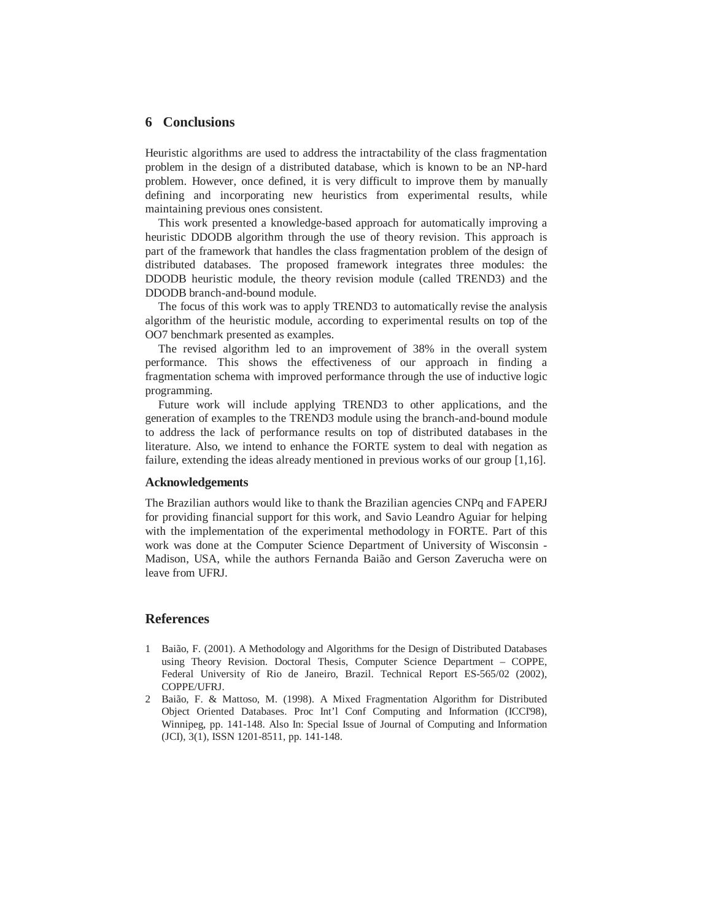## 6 Conclusions

Heuristic algorithms are used to address the intractability of the class fragmentation problem in the design of a distributed database, which is known to be an NP-hard problem. However, once defined, it is very difficult to improve them by manually defining and incorporating new heuristics from experimental results, while maintaining previous ones consistent.

This work presented a knowledge-based approach for automatically improving a heuristic DDODB algorithm through the use of theory revision. This approach is part of the framework that handles the class fragmentation problem of the design of distributed databases. The proposed framework integrates three modules: the DDODB heuristic module, the theory revision module (called TREND3) and the DDODB branch-and-bound module.

The focus of this work was to apply TREND3 to automatically revise the analysis algorithm of the heuristic module, according to experimental results on top of the OO7 benchmark presented as examples.

The revised algorithm led to an improvement of 38% in the overall system performance. This shows the effectiveness of our approach in finding a fragmentation schema with improved performance through the use of inductive logic programming.

Future work will include applying TREND3 to other applications, and the generation of examples to the TREND3 module using the branch-and-bound module to address the lack of performance results on top of distributed databases in the literature. Also, we intend to enhance the FORTE system to deal with negation as failure, extending the ideas already mentioned in previous works of our group [1,16].

### Acknowledgements

The Brazilian authors would like to thank the Brazilian agencies CNPq and FAPERJ for providing financial support for this work, and Savio Leandro Aguiar for helping with the implementation of the experimental methodology in FORTE. Part of this work was done at the Computer Science Department of University of Wisconsin - Madison, USA, while the authors Fernanda Baião and Gerson Zaverucha were on leave from UFRJ.

## References

1. Baião, F. (2001). A Methodology and Algorithms for the Design of Distributed Databases using Theory Revision. Doctoral Thesis, Computer Science Department – COPPE, Federal University of Rio de Janeiro, Brazil. Technical Report ES-565/02 (2002), COPPE/UFRJ.
2. Baião, F. & Mattoso, M. (1998). A Mixed Fragmentation Algorithm for Distributed Object Oriented Databases. Proc Int'l Conf Computing and Information (ICCI'98), Winnipeg, pp. 141-148. Also In: Special Issue of Journal of Computing and Information (JCI), 3(1), ISSN 1201-8511, pp. 141-148.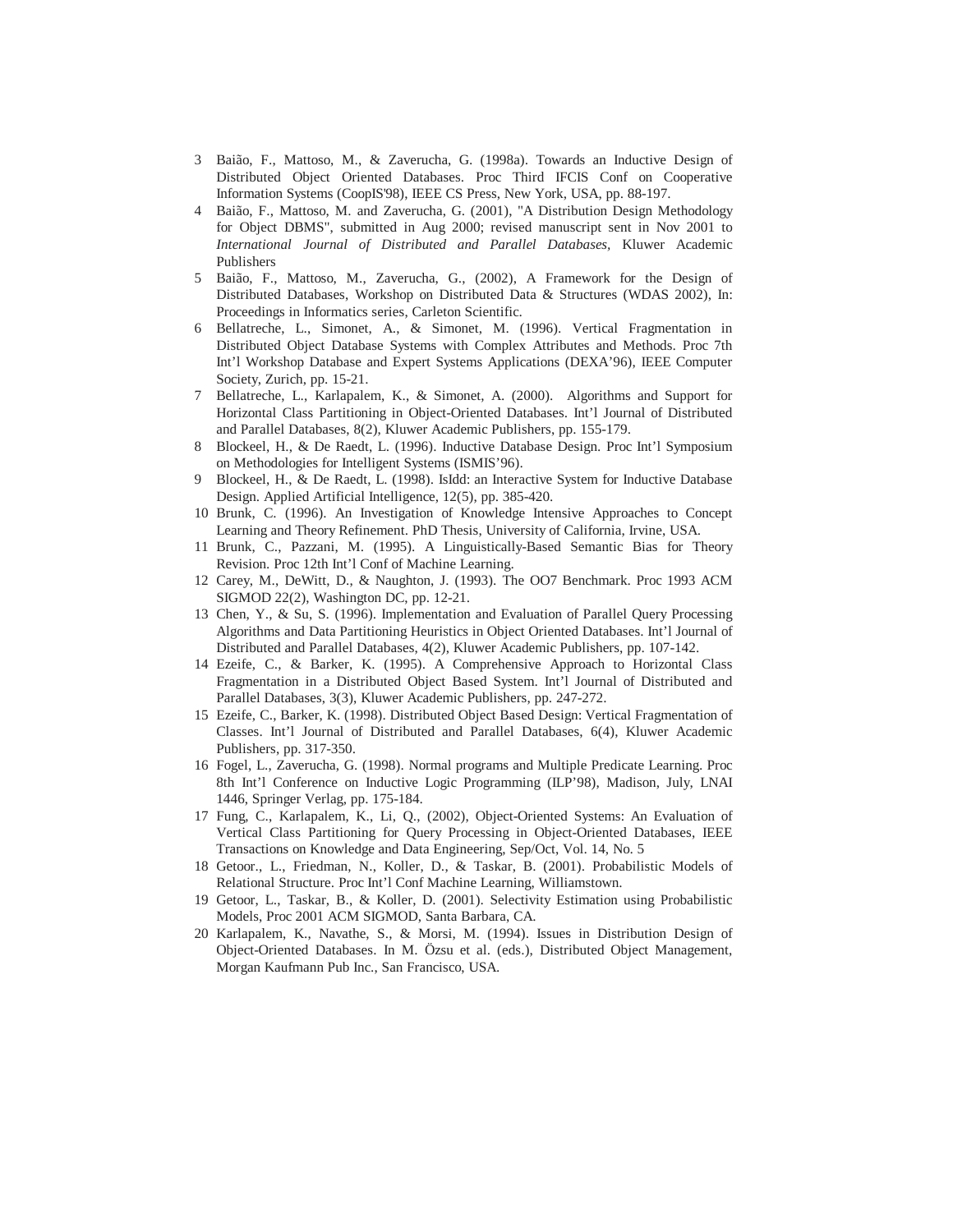3 Baião, F., Mattoso, M., & Zaverucha, G. (1998a). Towards an Inductive Design of Distributed Object Oriented Databases. Proc Third IFCIS Conf on Cooperative Information Systems (CoopIS'98), IEEE CS Press, New York, USA, pp. 88-197.

4 Baião, F., Mattoso, M. and Zaverucha, G. (2001), "A Distribution Design Methodology for Object DBMS", submitted in Aug 2000; revised manuscript sent in Nov 2001 to *International Journal of Distributed and Parallel Databases*, Kluwer Academic Publishers

5 Baião, F., Mattoso, M., Zaverucha, G., (2002), A Framework for the Design of Distributed Databases, Workshop on Distributed Data & Structures (WDAS 2002), In: Proceedings in Informatics series, Carleton Scientific.

6 Bellatreche, L., Simonet, A., & Simonet, M. (1996). Vertical Fragmentation in Distributed Object Database Systems with Complex Attributes and Methods. Proc 7th Int'l Workshop Database and Expert Systems Applications (DEXA'96), IEEE Computer Society, Zurich, pp. 15-21.

7 Bellatreche, L., Karlapalem, K., & Simonet, A. (2000). Algorithms and Support for Horizontal Class Partitioning in Object-Oriented Databases. Int'l Journal of Distributed and Parallel Databases, 8(2), Kluwer Academic Publishers, pp. 155-179.

8 Blockeel, H., & De Raedt, L. (1996). Inductive Database Design. Proc Int'l Symposium on Methodologies for Intelligent Systems (ISMIS'96).

9 Blockeel, H., & De Raedt, L. (1998). IsIdd: an Interactive System for Inductive Database Design. Applied Artificial Intelligence, 12(5), pp. 385-420.

10 Brunk, C. (1996). An Investigation of Knowledge Intensive Approaches to Concept Learning and Theory Refinement. PhD Thesis, University of California, Irvine, USA.

11 Brunk, C., Pazzani, M. (1995). A Linguistically-Based Semantic Bias for Theory Revision. Proc 12th Int'l Conf of Machine Learning.

12 Carey, M., DeWitt, D., & Naughton, J. (1993). The OO7 Benchmark. Proc 1993 ACM SIGMOD 22(2), Washington DC, pp. 12-21.

13 Chen, Y., & Su, S. (1996). Implementation and Evaluation of Parallel Query Processing Algorithms and Data Partitioning Heuristics in Object Oriented Databases. Int'l Journal of Distributed and Parallel Databases, 4(2), Kluwer Academic Publishers, pp. 107-142.

14 Ezeife, C., & Barker, K. (1995). A Comprehensive Approach to Horizontal Class Fragmentation in a Distributed Object Based System. Int'l Journal of Distributed and Parallel Databases, 3(3), Kluwer Academic Publishers, pp. 247-272.

15 Ezeife, C., Barker, K. (1998). Distributed Object Based Design: Vertical Fragmentation of Classes. Int'l Journal of Distributed and Parallel Databases, 6(4), Kluwer Academic Publishers, pp. 317-350.

16 Fogel, L., Zaverucha, G. (1998). Normal programs and Multiple Predicate Learning. Proc 8th Int'l Conference on Inductive Logic Programming (ILP'98), Madison, July, LNAI 1446, Springer Verlag, pp. 175-184.

17 Fung, C., Karlapalem, K., Li, Q., (2002), Object-Oriented Systems: An Evaluation of Vertical Class Partitioning for Query Processing in Object-Oriented Databases, IEEE Transactions on Knowledge and Data Engineering, Sep/Oct, Vol. 14, No. 5

18 Getoor., L., Friedman, N., Koller, D., & Taskar, B. (2001). Probabilistic Models of Relational Structure. Proc Int'l Conf Machine Learning, Williamstown.

19 Getoor, L., Taskar, B., & Koller, D. (2001). Selectivity Estimation using Probabilistic Models, Proc 2001 ACM SIGMOD, Santa Barbara, CA.

20 Karlapalem, K., Navathe, S., & Morsi, M. (1994). Issues in Distribution Design of Object-Oriented Databases. In M. Özsu et al. (eds.), Distributed Object Management, Morgan Kaufmann Pub Inc., San Francisco, USA.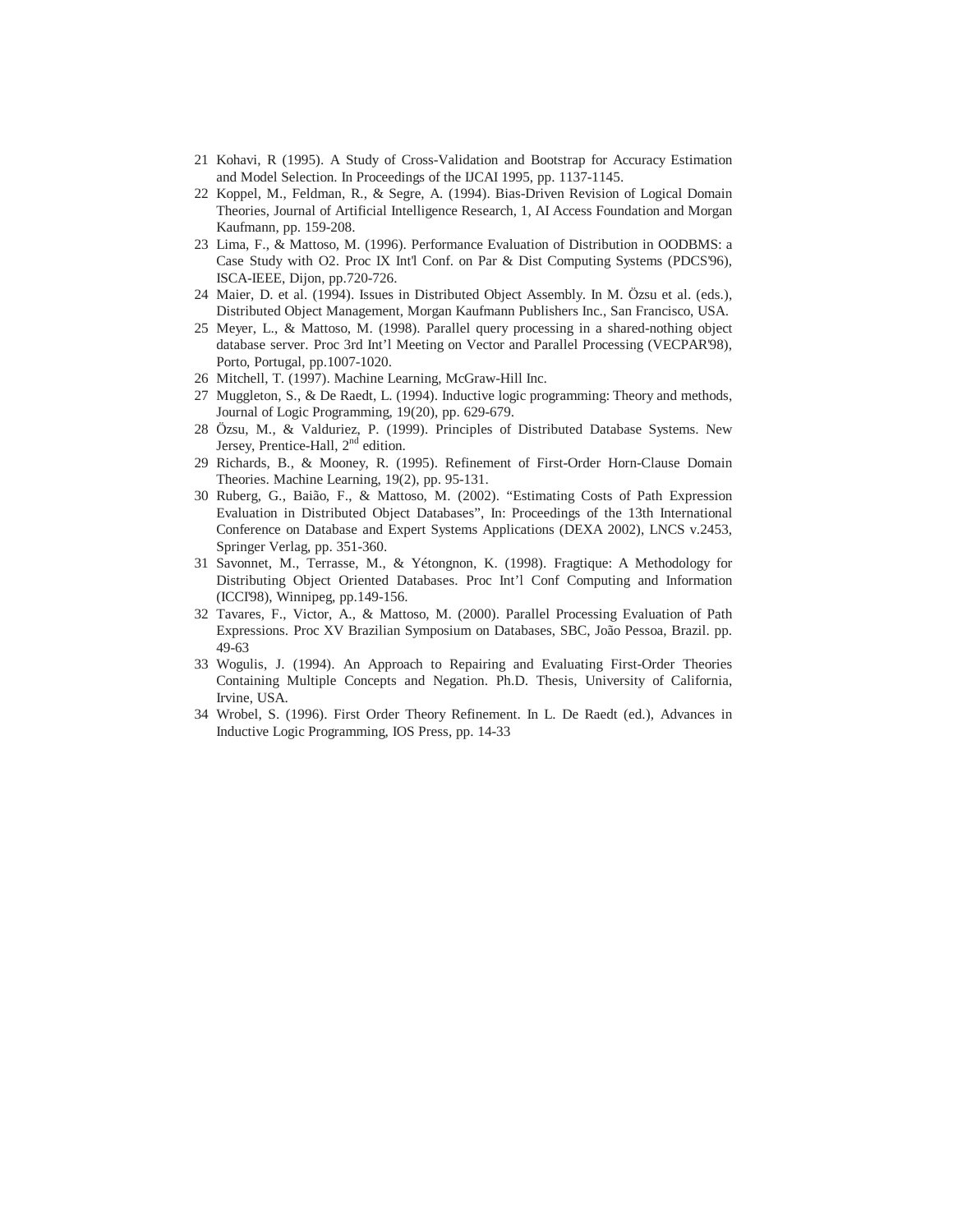21 Kohavi, R (1995). A Study of Cross-Validation and Bootstrap for Accuracy Estimation and Model Selection. In Proceedings of the IJCAI 1995, pp. 1137-1145.

22 Koppel, M., Feldman, R., & Segre, A. (1994). Bias-Driven Revision of Logical Domain Theories, Journal of Artificial Intelligence Research, 1, AI Access Foundation and Morgan Kaufmann, pp. 159-208.

23 Lima, F., & Mattoso, M. (1996). Performance Evaluation of Distribution in OODBMS: a Case Study with O2. Proc IX Int'l Conf. on Par & Dist Computing Systems (PDCS'96), ISCA-IEEE, Dijon, pp.720-726.

24 Maier, D. et al. (1994). Issues in Distributed Object Assembly. In M. Özsu et al. (eds.), Distributed Object Management, Morgan Kaufmann Publishers Inc., San Francisco, USA.

25 Meyer, L., & Mattoso, M. (1998). Parallel query processing in a shared-nothing object database server. Proc 3rd Int'l Meeting on Vector and Parallel Processing (VECPAR'98), Porto, Portugal, pp.1007-1020.

26 Mitchell, T. (1997). Machine Learning, McGraw-Hill Inc.

27 Muggleton, S., & De Raedt, L. (1994). Inductive logic programming: Theory and methods, Journal of Logic Programming, 19(20), pp. 629-679.

28 Özsu, M., & Valduriez, P. (1999). Principles of Distributed Database Systems. New Jersey, Prentice-Hall, 2nd edition.

29 Richards, B., & Mooney, R. (1995). Refinement of First-Order Horn-Clause Domain Theories. Machine Learning, 19(2), pp. 95-131.

30 Ruberg, G., Baião, F., & Mattoso, M. (2002). "Estimating Costs of Path Expression Evaluation in Distributed Object Databases", In: Proceedings of the 13th International Conference on Database and Expert Systems Applications (DEXA 2002), LNCS v.2453, Springer Verlag, pp. 351-360.

31 Savonnet, M., Terrasse, M., & Yétongnon, K. (1998). Fragtique: A Methodology for Distributing Object Oriented Databases. Proc Int'l Conf Computing and Information (ICCI'98), Winnipeg, pp.149-156.

32 Tavares, F., Victor, A., & Mattoso, M. (2000). Parallel Processing Evaluation of Path Expressions. Proc XV Brazilian Symposium on Databases, SBC, João Pessoa, Brazil. pp. 49-63

33 Wogulis, J. (1994). An Approach to Repairing and Evaluating First-Order Theories Containing Multiple Concepts and Negation. Ph.D. Thesis, University of California, Irvine, USA.

34 Wrobel, S. (1996). First Order Theory Refinement. In L. De Raedt (ed.), Advances in Inductive Logic Programming, IOS Press, pp. 14-33